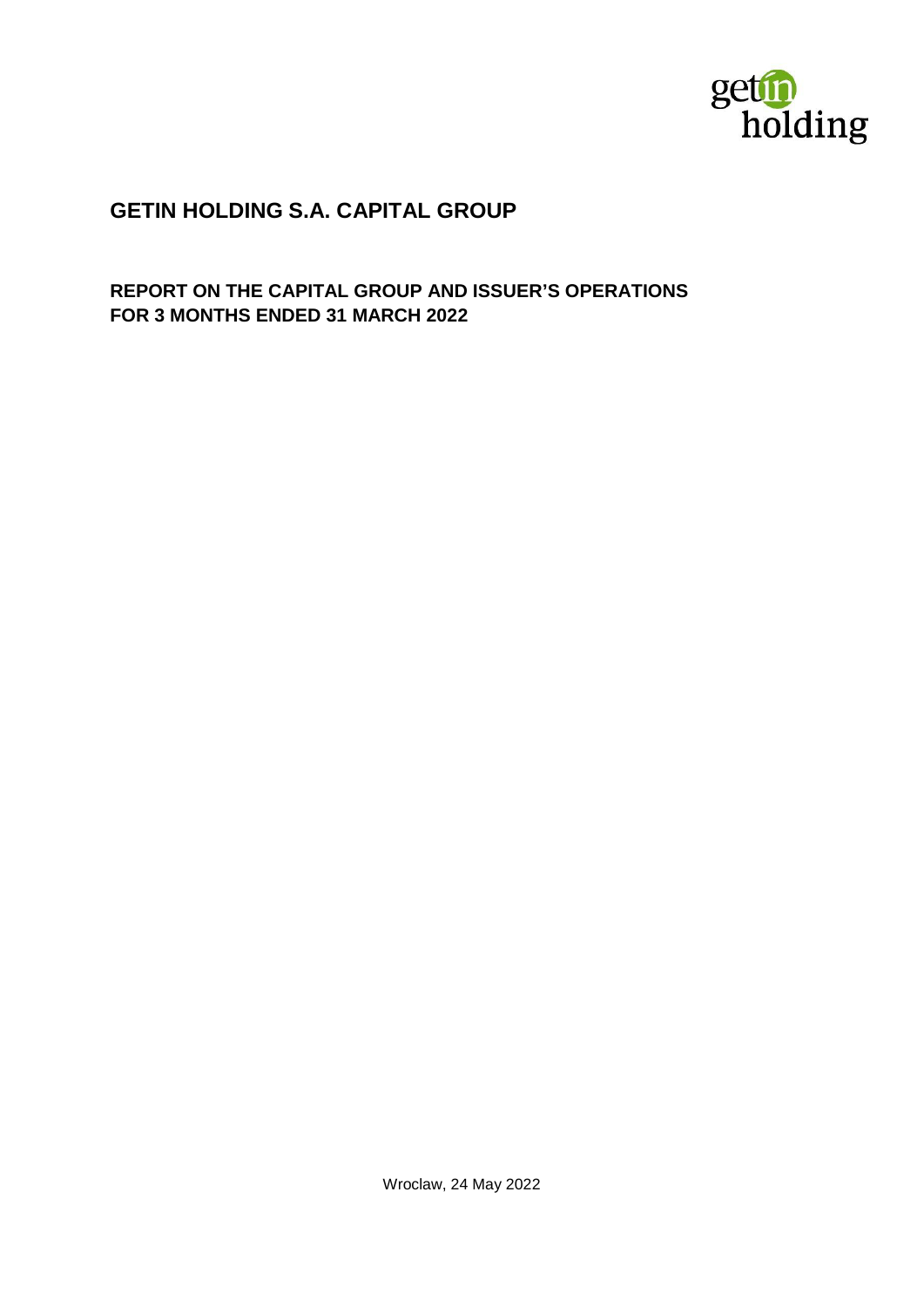getin holding

# GETIN HOLDING S.A. CAPITAL GROUP

## REPORT ON THE CAPITAL GROUP AND ISSUER'S OPERATIONS FOR 3 MONTHS ENDED 31 MARCH 2022

Wroclaw, 24 May 2022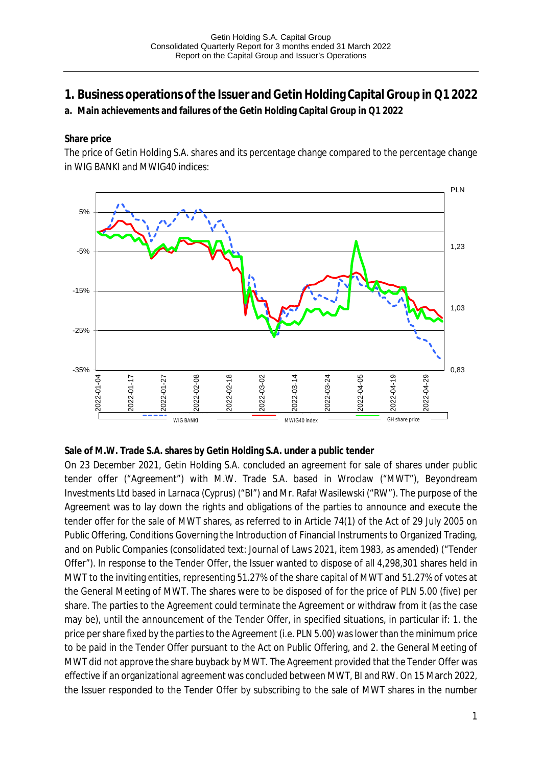# 1. Business operations of the Issuer and Getin Holding Capital Group in Q1 2022

## a. Main achievements and failures of the Getin Holding Capital Group in Q1 2022

### Share price

The price of Getin Holding S.A. shares and its percentage change compared to the percentage change in WIG BANKI and MWIG40 indices:

### Sale of M.W. Trade S.A. shares by Getin Holding S.A. under a public tender

On 23 December 2021, Getin Holding S.A. concluded an agreement for sale of shares under public tender offer ("Agreement") with M.W. Trade S.A. based in Wroclaw ("MWT"), Beyondream Investments Ltd based in Larnaca (Cyprus) ("BI") and Mr. Rafał Wasilewski ("RW"). The purpose of the Agreement was to lay down the rights and obligations of the parties to announce and execute the tender offer for the sale of MWT shares, as referred to in Article 74(1) of the Act of 29 July 2005 on Public Offering, Conditions Governing the Introduction of Financial Instruments to Organized Trading, and on Public Companies (consolidated text: Journal of Laws 2021, item 1983, as amended) ("Tender Offer"). In response to the Tender Offer, the Issuer wanted to dispose of all 4,298,301 shares held in MWT to the inviting entities, representing 51.27% of the share capital of MWT and 51.27% of votes at the General Meeting of MWT. The shares were to be disposed of for the price of PLN 5.00 (five) per share. The parties to the Agreement could terminate the Agreement or withdraw from it (as the case may be), until the announcement of the Tender Offer, in specified situations, in particular if: 1. the price per share fixed by the parties to the Agreement (i.e. PLN 5.00) was lower than the minimum price to be paid in the Tender Offer pursuant to the Act on Public Offering, and 2. the General Meeting of MWT did not approve the share buyback by MWT. The Agreement provided that the Tender Offer was effective if an organizational agreement was concluded between MWT, BI and RW. On 15 March 2022, the Issuer responded to the Tender Offer by subscribing to the sale of MWT shares in the number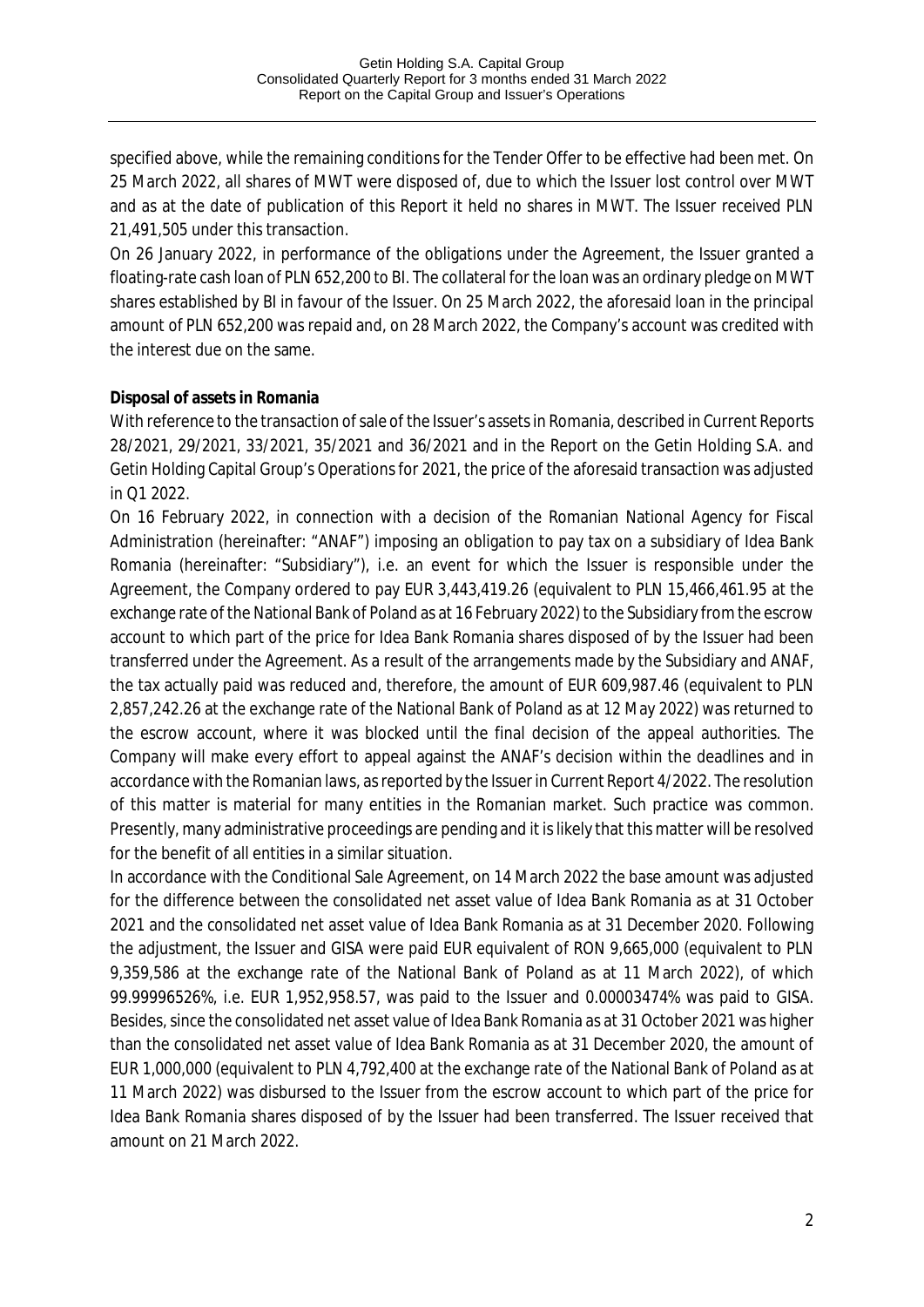specified above, while the remaining conditions for the Tender Offer to be effective had been met. On 25 March 2022, all shares of MWT were disposed of, due to which the Issuer lost control over MWT and as at the date of publication of this Report it held no shares in MWT. The Issuer received PLN 21,491,505 under this transaction.

On 26 January 2022, in performance of the obligations under the Agreement, the Issuer granted a floating-rate cash loan of PLN 652,200 to BI. The collateral for the loan was an ordinary pledge on MWT shares established by BI in favour of the Issuer. On 25 March 2022, the aforesaid loan in the principal amount of PLN 652,200 was repaid and, on 28 March 2022, the Company's account was credited with the interest due on the same.

**Disposal of assets in Romania**

With reference to the transaction of sale of the Issuer's assets in Romania, described in Current Reports 28/2021, 29/2021, 33/2021, 35/2021 and 36/2021 and in the Report on the Getin Holding S.A. and Getin Holding Capital Group's Operations for 2021, the price of the aforesaid transaction was adjusted in Q1 2022.

On 16 February 2022, in connection with a decision of the Romanian National Agency for Fiscal Administration (hereinafter: "ANAF") imposing an obligation to pay tax on a subsidiary of Idea Bank Romania (hereinafter: "Subsidiary"), i.e. an event for which the Issuer is responsible under the Agreement, the Company ordered to pay EUR 3,443,419.26 (equivalent to PLN 15,466,461.95 at the exchange rate of the National Bank of Poland as at 16 February 2022) to the Subsidiary from the escrow account to which part of the price for Idea Bank Romania shares disposed of by the Issuer had been transferred under the Agreement. As a result of the arrangements made by the Subsidiary and ANAF, the tax actually paid was reduced and, therefore, the amount of EUR 609,987.46 (equivalent to PLN 2,857,242.26 at the exchange rate of the National Bank of Poland as at 12 May 2022) was returned to the escrow account, where it was blocked until the final decision of the appeal authorities. The Company will make every effort to appeal against the ANAF's decision within the deadlines and in accordance with the Romanian laws, as reported by the Issuer in Current Report 4/2022. The resolution of this matter is material for many entities in the Romanian market. Such practice was common. Presently, many administrative proceedings are pending and it is likely that this matter will be resolved for the benefit of all entities in a similar situation.

In accordance with the Conditional Sale Agreement, on 14 March 2022 the base amount was adjusted for the difference between the consolidated net asset value of Idea Bank Romania as at 31 October 2021 and the consolidated net asset value of Idea Bank Romania as at 31 December 2020. Following the adjustment, the Issuer and GISA were paid EUR equivalent of RON 9,665,000 (equivalent to PLN 9,359,586 at the exchange rate of the National Bank of Poland as at 11 March 2022), of which 99.99996526%, i.e. EUR 1,952,958.57, was paid to the Issuer and 0.00003474% was paid to GISA. Besides, since the consolidated net asset value of Idea Bank Romania as at 31 October 2021 was higher than the consolidated net asset value of Idea Bank Romania as at 31 December 2020, the amount of EUR 1,000,000 (equivalent to PLN 4,792,400 at the exchange rate of the National Bank of Poland as at 11 March 2022) was disbursed to the Issuer from the escrow account to which part of the price for Idea Bank Romania shares disposed of by the Issuer had been transferred. The Issuer received that amount on 21 March 2022.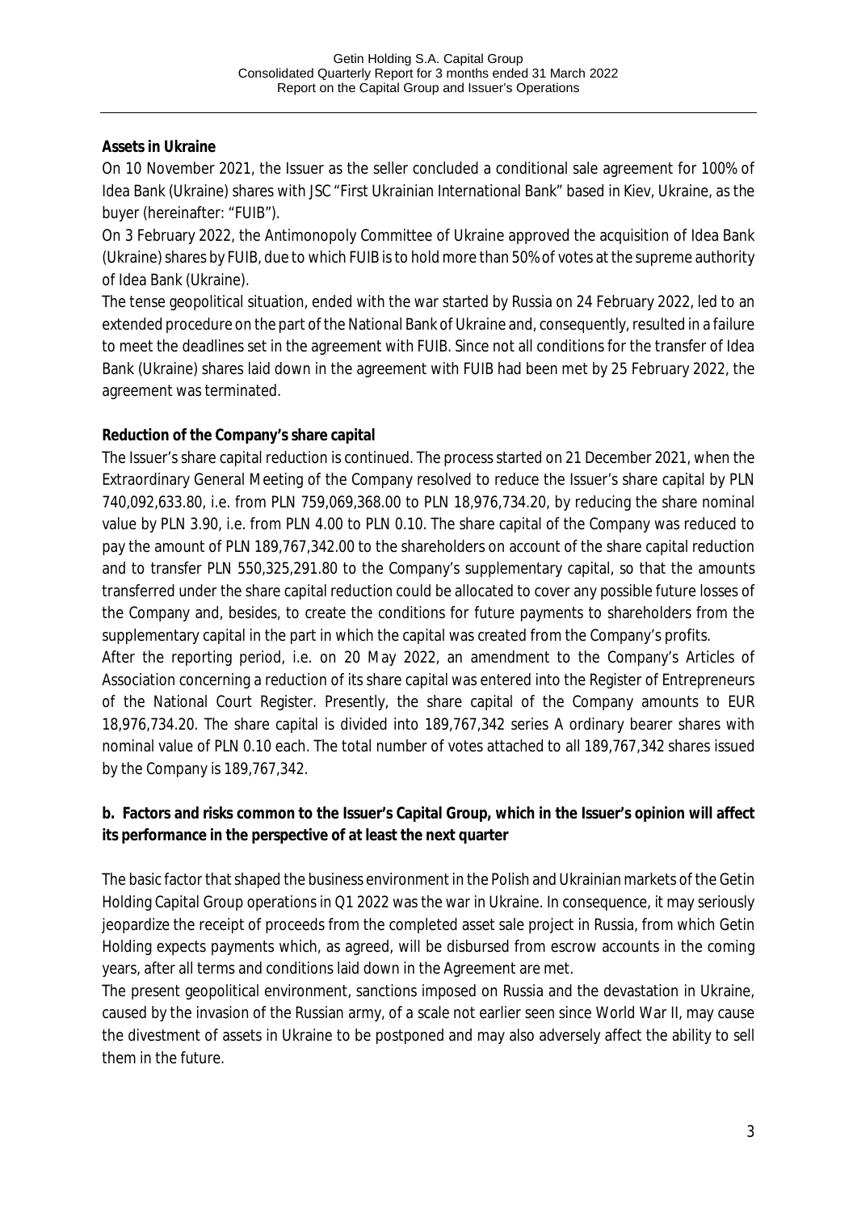**Assets in Ukraine**

On 10 November 2021, the Issuer as the seller concluded a conditional sale agreement for 100% of Idea Bank (Ukraine) shares with JSC "First Ukrainian International Bank" based in Kiev, Ukraine, as the buyer (hereinafter: "FUIB").

On 3 February 2022, the Antimonopoly Committee of Ukraine approved the acquisition of Idea Bank (Ukraine) shares by FUIB, due to which FUIB is to hold more than 50% of votes at the supreme authority of Idea Bank (Ukraine).

The tense geopolitical situation, ended with the war started by Russia on 24 February 2022, led to an extended procedure on the part of the National Bank of Ukraine and, consequently, resulted in a failure to meet the deadlines set in the agreement with FUIB. Since not all conditions for the transfer of Idea Bank (Ukraine) shares laid down in the agreement with FUIB had been met by 25 February 2022, the agreement was terminated.

**Reduction of the Company's share capital**

The Issuer's share capital reduction is continued. The process started on 21 December 2021, when the Extraordinary General Meeting of the Company resolved to reduce the Issuer's share capital by PLN 740,092,633.80, i.e. from PLN 759,069,368.00 to PLN 18,976,734.20, by reducing the share nominal value by PLN 3.90, i.e. from PLN 4.00 to PLN 0.10. The share capital of the Company was reduced to pay the amount of PLN 189,767,342.00 to the shareholders on account of the share capital reduction and to transfer PLN 550,325,291.80 to the Company's supplementary capital, so that the amounts transferred under the share capital reduction could be allocated to cover any possible future losses of the Company and, besides, to create the conditions for future payments to shareholders from the supplementary capital in the part in which the capital was created from the Company's profits.

After the reporting period, i.e. on 20 May 2022, an amendment to the Company's Articles of Association concerning a reduction of its share capital was entered into the Register of Entrepreneurs of the National Court Register. Presently, the share capital of the Company amounts to EUR 18,976,734.20. The share capital is divided into 189,767,342 series A ordinary bearer shares with nominal value of PLN 0.10 each. The total number of votes attached to all 189,767,342 shares issued by the Company is 189,767,342.

**b. Factors and risks common to the Issuer's Capital Group, which in the Issuer's opinion will affect its performance in the perspective of at least the next quarter**

The basic factor that shaped the business environment in the Polish and Ukrainian markets of the Getin Holding Capital Group operations in Q1 2022 was the war in Ukraine. In consequence, it may seriously jeopardize the receipt of proceeds from the completed asset sale project in Russia, from which Getin Holding expects payments which, as agreed, will be disbursed from escrow accounts in the coming years, after all terms and conditions laid down in the Agreement are met.

The present geopolitical environment, sanctions imposed on Russia and the devastation in Ukraine, caused by the invasion of the Russian army, of a scale not earlier seen since World War II, may cause the divestment of assets in Ukraine to be postponed and may also adversely affect the ability to sell them in the future.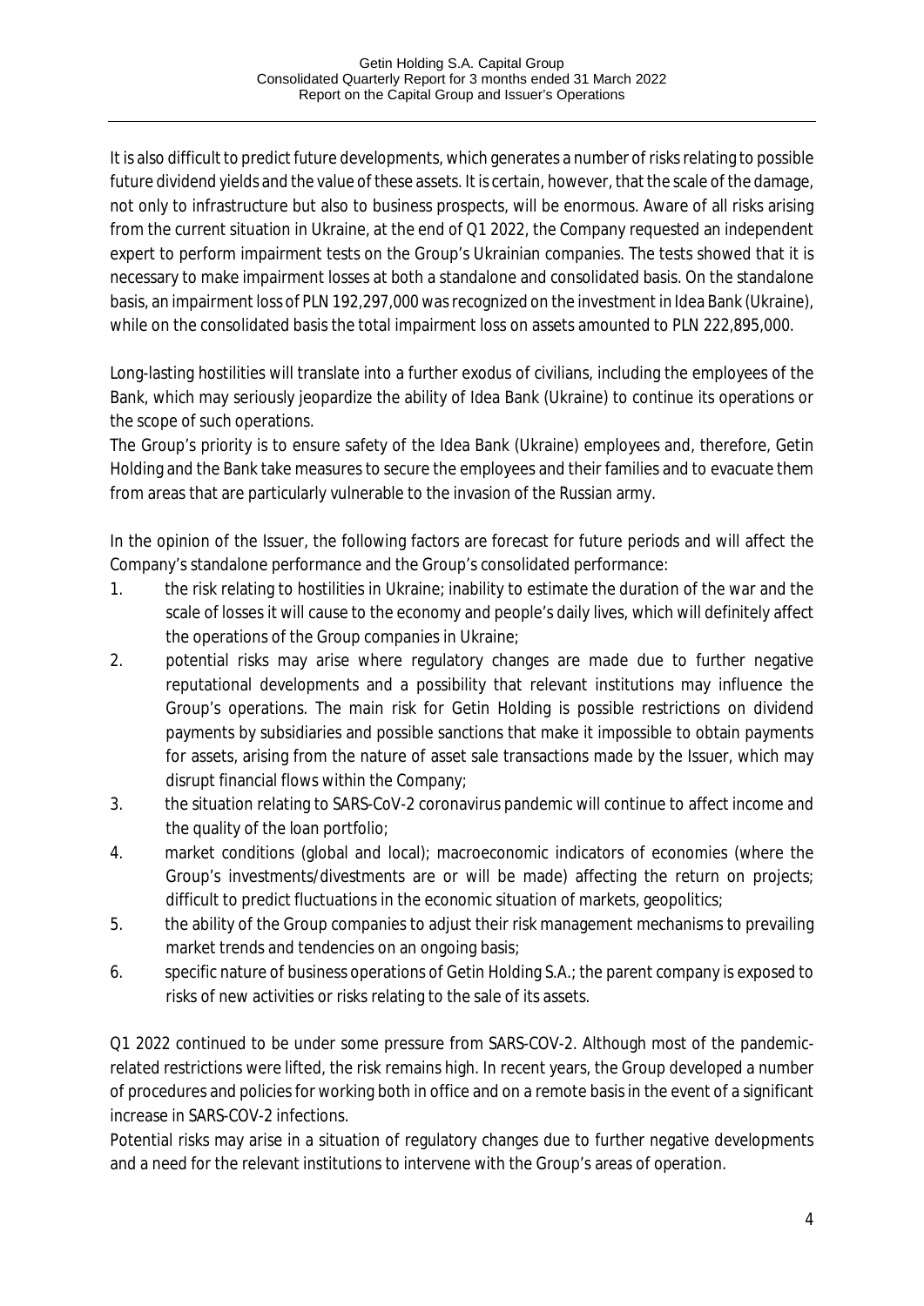It is also difficult to predict future developments, which generates a number of risks relating to possible future dividend yields and the value of these assets. It is certain, however, that the scale of the damage, not only to infrastructure but also to business prospects, will be enormous. Aware of all risks arising from the current situation in Ukraine, at the end of Q1 2022, the Company requested an independent expert to perform impairment tests on the Group's Ukrainian companies. The tests showed that it is necessary to make impairment losses at both a standalone and consolidated basis. On the standalone basis, an impairment loss of PLN 192,297,000 was recognized on the investment in Idea Bank (Ukraine), while on the consolidated basis the total impairment loss on assets amounted to PLN 222,895,000.

Long-lasting hostilities will translate into a further exodus of civilians, including the employees of the Bank, which may seriously jeopardize the ability of Idea Bank (Ukraine) to continue its operations or the scope of such operations.
The Group's priority is to ensure safety of the Idea Bank (Ukraine) employees and, therefore, Getin Holding and the Bank take measures to secure the employees and their families and to evacuate them from areas that are particularly vulnerable to the invasion of the Russian army.

In the opinion of the Issuer, the following factors are forecast for future periods and will affect the Company's standalone performance and the Group's consolidated performance:

1. the risk relating to hostilities in Ukraine; inability to estimate the duration of the war and the scale of losses it will cause to the economy and people's daily lives, which will definitely affect the operations of the Group companies in Ukraine;
2. potential risks may arise where regulatory changes are made due to further negative reputational developments and a possibility that relevant institutions may influence the Group's operations. The main risk for Getin Holding is possible restrictions on dividend payments by subsidiaries and possible sanctions that make it impossible to obtain payments for assets, arising from the nature of asset sale transactions made by the Issuer, which may disrupt financial flows within the Company;
3. the situation relating to SARS-CoV-2 coronavirus pandemic will continue to affect income and the quality of the loan portfolio;
4. market conditions (global and local); macroeconomic indicators of economies (where the Group's investments/divestments are or will be made) affecting the return on projects; difficult to predict fluctuations in the economic situation of markets, geopolitics;
5. the ability of the Group companies to adjust their risk management mechanisms to prevailing market trends and tendencies on an ongoing basis;
6. specific nature of business operations of Getin Holding S.A.; the parent company is exposed to risks of new activities or risks relating to the sale of its assets.

Q1 2022 continued to be under some pressure from SARS-COV-2. Although most of the pandemic-related restrictions were lifted, the risk remains high. In recent years, the Group developed a number of procedures and policies for working both in office and on a remote basis in the event of a significant increase in SARS-COV-2 infections.
Potential risks may arise in a situation of regulatory changes due to further negative developments and a need for the relevant institutions to intervene with the Group's areas of operation.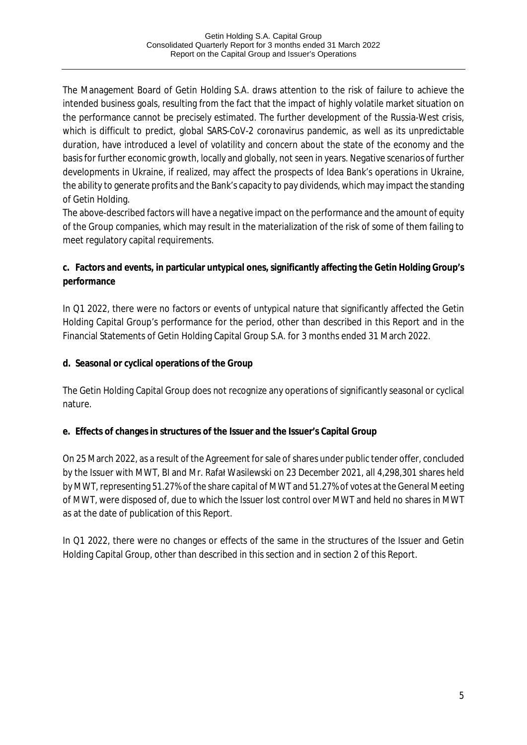The Management Board of Getin Holding S.A. draws attention to the risk of failure to achieve the intended business goals, resulting from the fact that the impact of highly volatile market situation on the performance cannot be precisely estimated. The further development of the Russia-West crisis, which is difficult to predict, global SARS-CoV-2 coronavirus pandemic, as well as its unpredictable duration, have introduced a level of volatility and concern about the state of the economy and the basis for further economic growth, locally and globally, not seen in years. Negative scenarios of further developments in Ukraine, if realized, may affect the prospects of Idea Bank's operations in Ukraine, the ability to generate profits and the Bank's capacity to pay dividends, which may impact the standing of Getin Holding.

The above-described factors will have a negative impact on the performance and the amount of equity of the Group companies, which may result in the materialization of the risk of some of them failing to meet regulatory capital requirements.

**c. Factors and events, in particular untypical ones, significantly affecting the Getin Holding Group's performance**

In Q1 2022, there were no factors or events of untypical nature that significantly affected the Getin Holding Capital Group's performance for the period, other than described in this Report and in the Financial Statements of Getin Holding Capital Group S.A. for 3 months ended 31 March 2022.

**d. Seasonal or cyclical operations of the Group**

The Getin Holding Capital Group does not recognize any operations of significantly seasonal or cyclical nature.

**e. Effects of changes in structures of the Issuer and the Issuer's Capital Group**

On 25 March 2022, as a result of the Agreement for sale of shares under public tender offer, concluded by the Issuer with MWT, BI and Mr. Rafał Wasilewski on 23 December 2021, all 4,298,301 shares held by MWT, representing 51.27% of the share capital of MWT and 51.27% of votes at the General Meeting of MWT, were disposed of, due to which the Issuer lost control over MWT and held no shares in MWT as at the date of publication of this Report.

In Q1 2022, there were no changes or effects of the same in the structures of the Issuer and Getin Holding Capital Group, other than described in this section and in section 2 of this Report.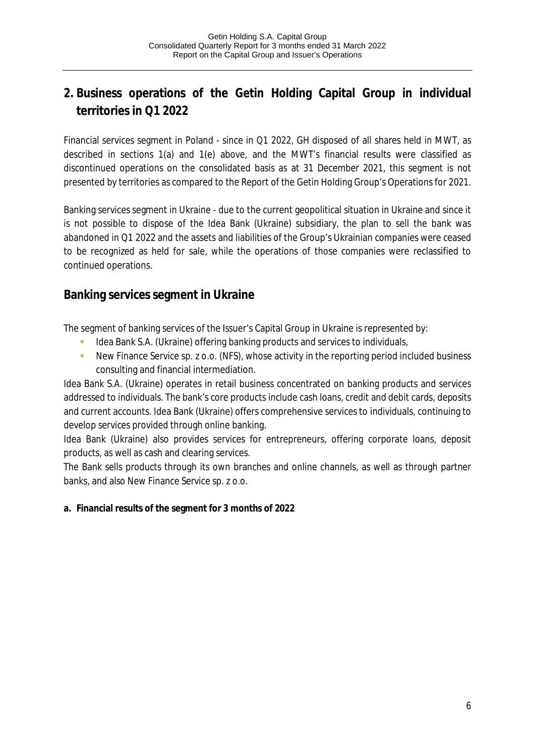## 2. Business operations of the Getin Holding Capital Group in individual territories in Q1 2022

Financial services segment in Poland - since in Q1 2022, GH disposed of all shares held in MWT, as described in sections 1(a) and 1(e) above, and the MWT's financial results were classified as discontinued operations on the consolidated basis as at 31 December 2021, this segment is not presented by territories as compared to the Report of the Getin Holding Group's Operations for 2021.

Banking services segment in Ukraine - due to the current geopolitical situation in Ukraine and since it is not possible to dispose of the Idea Bank (Ukraine) subsidiary, the plan to sell the bank was abandoned in Q1 2022 and the assets and liabilities of the Group's Ukrainian companies were ceased to be recognized as held for sale, while the operations of those companies were reclassified to continued operations.

### Banking services segment in Ukraine

The segment of banking services of the Issuer's Capital Group in Ukraine is represented by:

- Idea Bank S.A. (Ukraine) offering banking products and services to individuals,
- New Finance Service sp. z o.o. (NFS), whose activity in the reporting period included business consulting and financial intermediation.

Idea Bank S.A. (Ukraine) operates in retail business concentrated on banking products and services addressed to individuals. The bank's core products include cash loans, credit and debit cards, deposits and current accounts. Idea Bank (Ukraine) offers comprehensive services to individuals, continuing to develop services provided through online banking.

Idea Bank (Ukraine) also provides services for entrepreneurs, offering corporate loans, deposit products, as well as cash and clearing services.

The Bank sells products through its own branches and online channels, as well as through partner banks, and also New Finance Service sp. z o.o.

**a. Financial results of the segment for 3 months of 2022**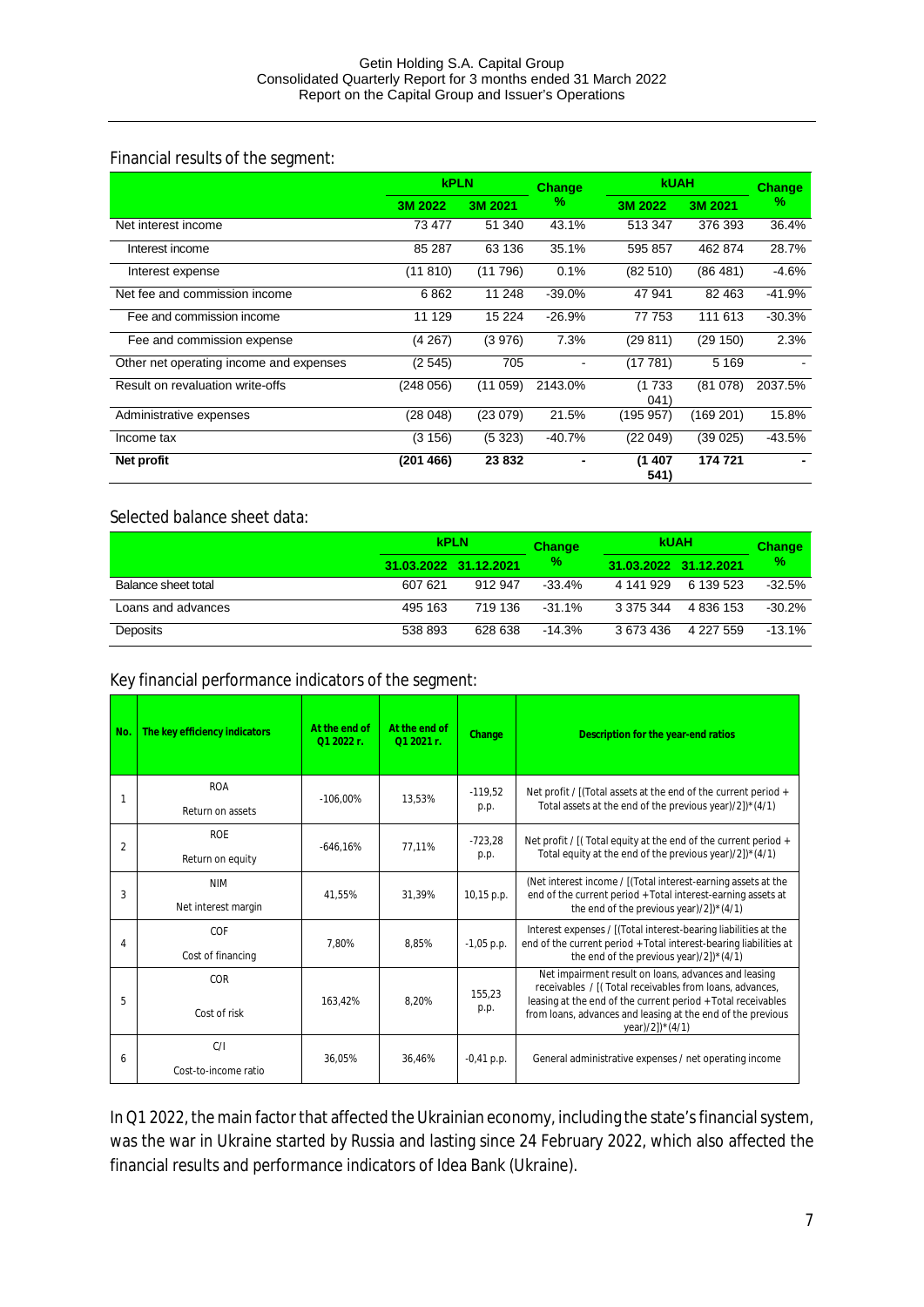Financial results of the segment:

| | kPLN | | Change % | kUAH | | Change % |
|---|---|---|---|---|---|---|
| | 3M 2022 | 3M 2021 | | 3M 2022 | 3M 2021 | |
| Net interest income | 73 477 | 51 340 | 43.1% | 513 347 | 376 393 | 36.4% |
| Interest income | 85 287 | 63 136 | 35.1% | 595 857 | 462 874 | 28.7% |
| Interest expense | (11 810) | (11 796) | 0.1% | (82 510) | (86 481) | -4.6% |
| Net fee and commission income | 6 862 | 11 248 | -39.0% | 47 941 | 82 463 | -41.9% |
| Fee and commission income | 11 129 | 15 224 | -26.9% | 77 753 | 111 613 | -30.3% |
| Fee and commission expense | (4 267) | (3 976) | 7.3% | (29 811) | (29 150) | 2.3% |
| Other net operating income and expenses | (2 545) | 705 | - | (17 781) | 5 169 | - |
| Result on revaluation write-offs | (248 056) | (11 059) | 2143.0% | (1 733 041) | (81 078) | 2037.5% |
| Administrative expenses | (28 048) | (23 079) | 21.5% | (195 957) | (169 201) | 15.8% |
| Income tax | (3 156) | (5 323) | -40.7% | (22 049) | (39 025) | -43.5% |
| **Net profit** | **(201 466)** | **23 832** | **-** | **(1 407 541)** | **174 721** | **-** |

Selected balance sheet data:

| | kPLN | | Change % | kUAH | | Change % |
|---|---|---|---|---|---|---|
| | 31.03.2022 | 31.12.2021 | | 31.03.2022 | 31.12.2021 | |
| Balance sheet total | 607 621 | 912 947 | -33.4% | 4 141 929 | 6 139 523 | -32.5% |
| Loans and advances | 495 163 | 719 136 | -31.1% | 3 375 344 | 4 836 153 | -30.2% |
| Deposits | 538 893 | 628 638 | -14.3% | 3 673 436 | 4 227 559 | -13.1% |

Key financial performance indicators of the segment:

| No. | The key efficiency indicators | At the end of Q1 2022 r. | At the end of Q1 2021 r. | Change | Description for the year-end ratios |
|---|---|---|---|---|---|
| 1 | ROA<br>Return on assets | -106,00% | 13,53% | -119,52 p.p. | Net profit / [(Total assets at the end of the current period + Total assets at the end of the previous year)/2])*(4/1) |
| 2 | ROE<br>Return on equity | -646,16% | 77,11% | -723,28 p.p. | Net profit / [( Total equity at the end of the current period + Total equity at the end of the previous year)/2])*(4/1) |
| 3 | NIM<br>Net interest margin | 41,55% | 31,39% | 10,15 p.p. | (Net interest income / [(Total interest-earning assets at the end of the current period + Total interest-earning assets at the end of the previous year)/2])*(4/1) |
| 4 | COF<br>Cost of financing | 7,80% | 8,85% | -1,05 p.p. | Interest expenses / [(Total interest-bearing liabilities at the end of the current period + Total interest-bearing liabilities at the end of the previous year)/2])*(4/1) |
| 5 | COR<br>Cost of risk | 163,42% | 8,20% | 155,23 p.p. | Net impairment result on loans, advances and leasing receivables / [( Total receivables from loans, advances, leasing at the end of the current period + Total receivables from loans, advances and leasing at the end of the previous year)/2])*(4/1) |
| 6 | C/I<br>Cost-to-income ratio | 36,05% | 36,46% | -0,41 p.p. | General administrative expenses / net operating income |

In Q1 2022, the main factor that affected the Ukrainian economy, including the state's financial system, was the war in Ukraine started by Russia and lasting since 24 February 2022, which also affected the financial results and performance indicators of Idea Bank (Ukraine).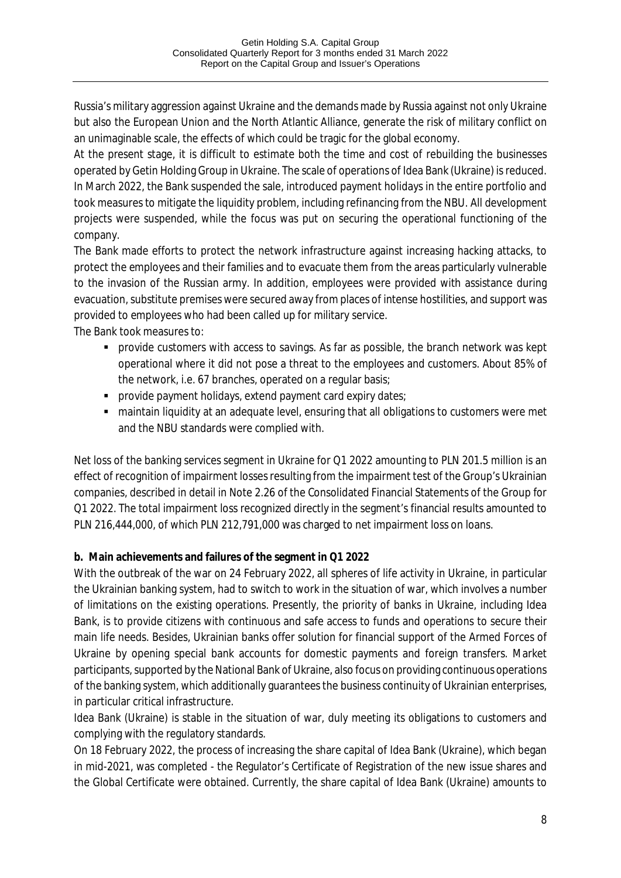Russia's military aggression against Ukraine and the demands made by Russia against not only Ukraine but also the European Union and the North Atlantic Alliance, generate the risk of military conflict on an unimaginable scale, the effects of which could be tragic for the global economy.

At the present stage, it is difficult to estimate both the time and cost of rebuilding the businesses operated by Getin Holding Group in Ukraine. The scale of operations of Idea Bank (Ukraine) is reduced. In March 2022, the Bank suspended the sale, introduced payment holidays in the entire portfolio and took measures to mitigate the liquidity problem, including refinancing from the NBU. All development projects were suspended, while the focus was put on securing the operational functioning of the company.

The Bank made efforts to protect the network infrastructure against increasing hacking attacks, to protect the employees and their families and to evacuate them from the areas particularly vulnerable to the invasion of the Russian army. In addition, employees were provided with assistance during evacuation, substitute premises were secured away from places of intense hostilities, and support was provided to employees who had been called up for military service.

The Bank took measures to:

- provide customers with access to savings. As far as possible, the branch network was kept operational where it did not pose a threat to the employees and customers. About 85% of the network, i.e. 67 branches, operated on a regular basis;
- provide payment holidays, extend payment card expiry dates;
- maintain liquidity at an adequate level, ensuring that all obligations to customers were met and the NBU standards were complied with.

Net loss of the banking services segment in Ukraine for Q1 2022 amounting to PLN 201.5 million is an effect of recognition of impairment losses resulting from the impairment test of the Group's Ukrainian companies, described in detail in Note 2.26 of the Consolidated Financial Statements of the Group for Q1 2022. The total impairment loss recognized directly in the segment's financial results amounted to PLN 216,444,000, of which PLN 212,791,000 was charged to net impairment loss on loans.

**b. Main achievements and failures of the segment in Q1 2022**

With the outbreak of the war on 24 February 2022, all spheres of life activity in Ukraine, in particular the Ukrainian banking system, had to switch to work in the situation of war, which involves a number of limitations on the existing operations. Presently, the priority of banks in Ukraine, including Idea Bank, is to provide citizens with continuous and safe access to funds and operations to secure their main life needs. Besides, Ukrainian banks offer solution for financial support of the Armed Forces of Ukraine by opening special bank accounts for domestic payments and foreign transfers. Market participants, supported by the National Bank of Ukraine, also focus on providing continuous operations of the banking system, which additionally guarantees the business continuity of Ukrainian enterprises, in particular critical infrastructure.

Idea Bank (Ukraine) is stable in the situation of war, duly meeting its obligations to customers and complying with the regulatory standards.

On 18 February 2022, the process of increasing the share capital of Idea Bank (Ukraine), which began in mid-2021, was completed - the Regulator's Certificate of Registration of the new issue shares and the Global Certificate were obtained. Currently, the share capital of Idea Bank (Ukraine) amounts to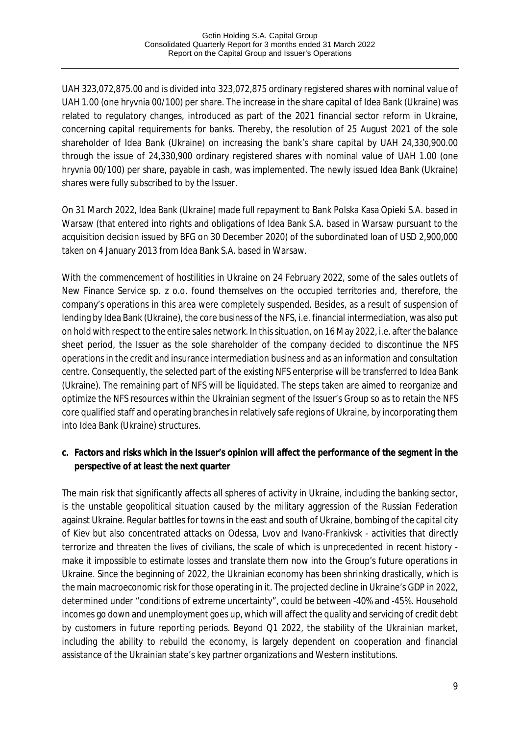UAH 323,072,875.00 and is divided into 323,072,875 ordinary registered shares with nominal value of UAH 1.00 (one hryvnia 00/100) per share. The increase in the share capital of Idea Bank (Ukraine) was related to regulatory changes, introduced as part of the 2021 financial sector reform in Ukraine, concerning capital requirements for banks. Thereby, the resolution of 25 August 2021 of the sole shareholder of Idea Bank (Ukraine) on increasing the bank's share capital by UAH 24,330,900.00 through the issue of 24,330,900 ordinary registered shares with nominal value of UAH 1.00 (one hryvnia 00/100) per share, payable in cash, was implemented. The newly issued Idea Bank (Ukraine) shares were fully subscribed to by the Issuer.

On 31 March 2022, Idea Bank (Ukraine) made full repayment to Bank Polska Kasa Opieki S.A. based in Warsaw (that entered into rights and obligations of Idea Bank S.A. based in Warsaw pursuant to the acquisition decision issued by BFG on 30 December 2020) of the subordinated loan of USD 2,900,000 taken on 4 January 2013 from Idea Bank S.A. based in Warsaw.

With the commencement of hostilities in Ukraine on 24 February 2022, some of the sales outlets of New Finance Service sp. z o.o. found themselves on the occupied territories and, therefore, the company's operations in this area were completely suspended. Besides, as a result of suspension of lending by Idea Bank (Ukraine), the core business of the NFS, i.e. financial intermediation, was also put on hold with respect to the entire sales network. In this situation, on 16 May 2022, i.e. after the balance sheet period, the Issuer as the sole shareholder of the company decided to discontinue the NFS operations in the credit and insurance intermediation business and as an information and consultation centre. Consequently, the selected part of the existing NFS enterprise will be transferred to Idea Bank (Ukraine). The remaining part of NFS will be liquidated. The steps taken are aimed to reorganize and optimize the NFS resources within the Ukrainian segment of the Issuer's Group so as to retain the NFS core qualified staff and operating branches in relatively safe regions of Ukraine, by incorporating them into Idea Bank (Ukraine) structures.

**c. Factors and risks which in the Issuer's opinion will affect the performance of the segment in the perspective of at least the next quarter**

The main risk that significantly affects all spheres of activity in Ukraine, including the banking sector, is the unstable geopolitical situation caused by the military aggression of the Russian Federation against Ukraine. Regular battles for towns in the east and south of Ukraine, bombing of the capital city of Kiev but also concentrated attacks on Odessa, Lvov and Ivano-Frankivsk - activities that directly terrorize and threaten the lives of civilians, the scale of which is unprecedented in recent history - make it impossible to estimate losses and translate them now into the Group's future operations in Ukraine. Since the beginning of 2022, the Ukrainian economy has been shrinking drastically, which is the main macroeconomic risk for those operating in it. The projected decline in Ukraine's GDP in 2022, determined under "conditions of extreme uncertainty", could be between -40% and -45%. Household incomes go down and unemployment goes up, which will affect the quality and servicing of credit debt by customers in future reporting periods. Beyond Q1 2022, the stability of the Ukrainian market, including the ability to rebuild the economy, is largely dependent on cooperation and financial assistance of the Ukrainian state's key partner organizations and Western institutions.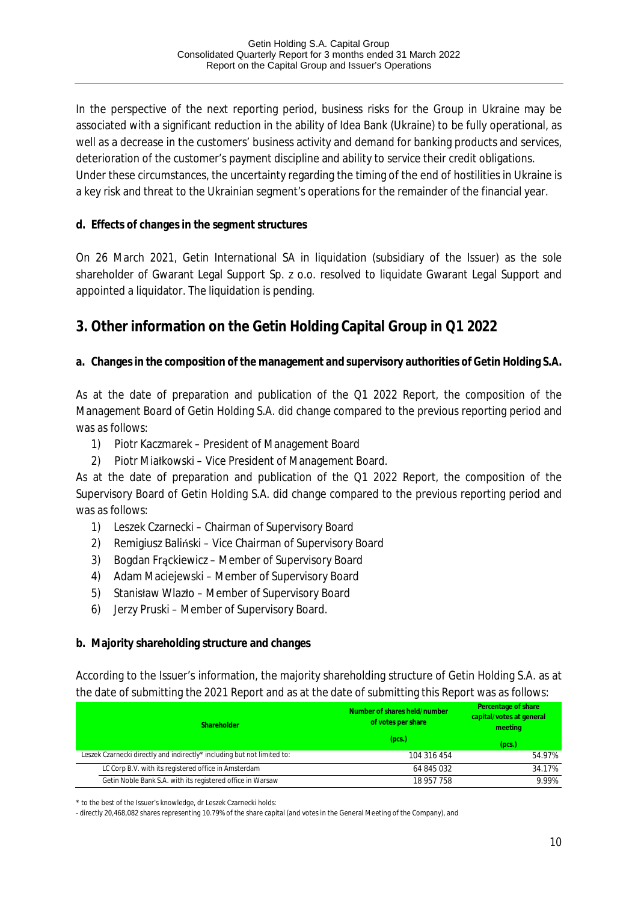In the perspective of the next reporting period, business risks for the Group in Ukraine may be associated with a significant reduction in the ability of Idea Bank (Ukraine) to be fully operational, as well as a decrease in the customers' business activity and demand for banking products and services, deterioration of the customer's payment discipline and ability to service their credit obligations. Under these circumstances, the uncertainty regarding the timing of the end of hostilities in Ukraine is a key risk and threat to the Ukrainian segment's operations for the remainder of the financial year.

**d. Effects of changes in the segment structures**

On 26 March 2021, Getin International SA in liquidation (subsidiary of the Issuer) as the sole shareholder of Gwarant Legal Support Sp. z o.o. resolved to liquidate Gwarant Legal Support and appointed a liquidator. The liquidation is pending.

## 3. Other information on the Getin Holding Capital Group in Q1 2022

**a. Changes in the composition of the management and supervisory authorities of Getin Holding S.A.**

As at the date of preparation and publication of the Q1 2022 Report, the composition of the Management Board of Getin Holding S.A. did change compared to the previous reporting period and was as follows:

1) Piotr Kaczmarek – President of Management Board
2) Piotr Miałkowski – Vice President of Management Board.

As at the date of preparation and publication of the Q1 2022 Report, the composition of the Supervisory Board of Getin Holding S.A. did change compared to the previous reporting period and was as follows:

1) Leszek Czarnecki – Chairman of Supervisory Board
2) Remigiusz Baliński – Vice Chairman of Supervisory Board
3) Bogdan Frąckiewicz – Member of Supervisory Board
4) Adam Maciejewski – Member of Supervisory Board
5) Stanisław Wlazło – Member of Supervisory Board
6) Jerzy Pruski – Member of Supervisory Board.

**b. Majority shareholding structure and changes**

According to the Issuer's information, the majority shareholding structure of Getin Holding S.A. as at the date of submitting the 2021 Report and as at the date of submitting this Report was as follows:

| Shareholder | Number of shares held/number of votes per share (pcs.) | Percentage of share capital/votes at general meeting (pcs.) |
|---|---|---|
| Leszek Czarnecki directly and indirectly* including but not limited to: | 104 316 454 | 54.97% |
| LC Corp B.V. with its registered office in Amsterdam | 64 845 032 | 34.17% |
| Getin Noble Bank S.A. with its registered office in Warsaw | 18 957 758 | 9.99% |

* to the best of the Issuer's knowledge, dr Leszek Czarnecki holds:

- directly 20,468,082 shares representing 10.79% of the share capital (and votes in the General Meeting of the Company), and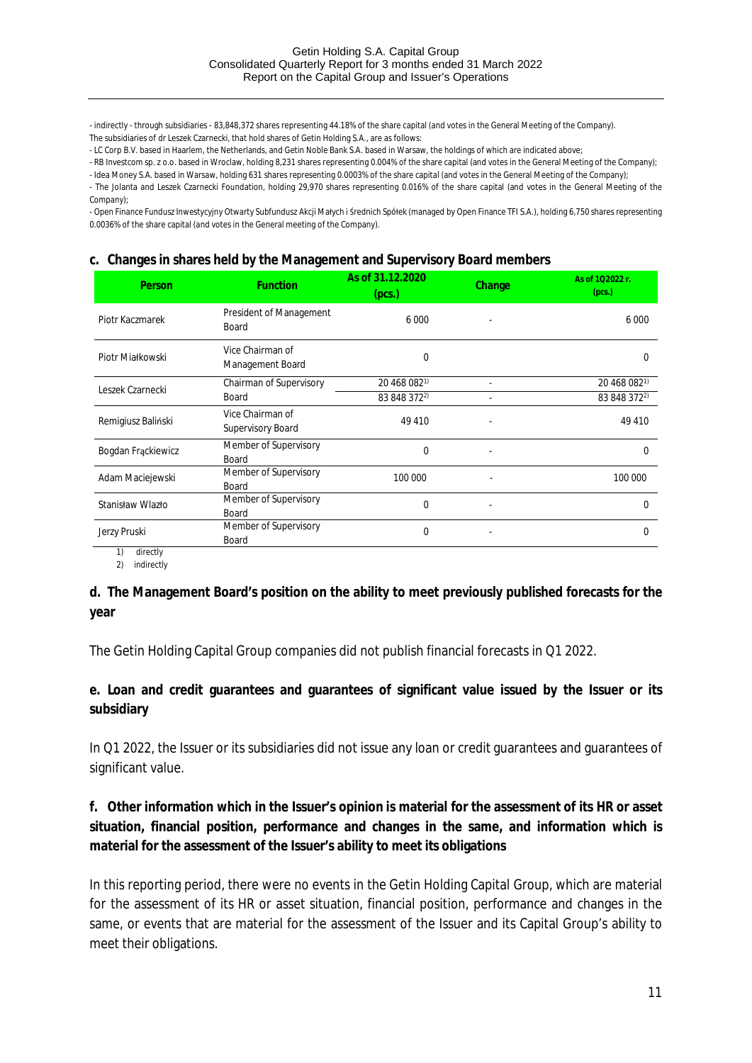- indirectly - through subsidiaries - 83,848,372 shares representing 44.18% of the share capital (and votes in the General Meeting of the Company).
The subsidiaries of dr Leszek Czarnecki, that hold shares of Getin Holding S.A., are as follows:

- LC Corp B.V. based in Haarlem, the Netherlands, and Getin Noble Bank S.A. based in Warsaw, the holdings of which are indicated above;
- RB Investcom sp. z o.o. based in Wroclaw, holding 8,231 shares representing 0.004% of the share capital (and votes in the General Meeting of the Company);
- Idea Money S.A. based in Warsaw, holding 631 shares representing 0.0003% of the share capital (and votes in the General Meeting of the Company);
- The Jolanta and Leszek Czarnecki Foundation, holding 29,970 shares representing 0.016% of the share capital (and votes in the General Meeting of the Company);
- Open Finance Fundusz Inwestycyjny Otwarty Subfundusz Akcji Małych i Średnich Spółek (managed by Open Finance TFI S.A.), holding 6,750 shares representing 0.0036% of the share capital (and votes in the General meeting of the Company).

## c. Changes in shares held by the Management and Supervisory Board members

| Person | Function | As of 31.12.2020 (pcs.) | Change | As of 1Q2022 r. (pcs.) |
|---|---|---|---|---|
| Piotr Kaczmarek | President of Management Board | 6 000 | - | 6 000 |
| Piotr Miałkowski | Vice Chairman of Management Board | 0 | | 0 |
| Leszek Czarnecki | Chairman of Supervisory Board | 20 468 082 [1)] | - | 20 468 082 [1)] |
| | | 83 848 372 [2)] | - | 83 848 372 [2)] |
| Remigiusz Baliński | Vice Chairman of Supervisory Board | 49 410 | - | 49 410 |
| Bogdan Frąckiewicz | Member of Supervisory Board | 0 | - | 0 |
| Adam Maciejewski | Member of Supervisory Board | 100 000 | - | 100 000 |
| Stanisław Wlazło | Member of Supervisory Board | 0 | - | 0 |
| Jerzy Pruski | Member of Supervisory Board | 0 | - | 0 |

1) directly
2) indirectly

## d. The Management Board's position on the ability to meet previously published forecasts for the year

The Getin Holding Capital Group companies did not publish financial forecasts in Q1 2022.

## e. Loan and credit guarantees and guarantees of significant value issued by the Issuer or its subsidiary

In Q1 2022, the Issuer or its subsidiaries did not issue any loan or credit guarantees and guarantees of significant value.

## f. Other information which in the Issuer's opinion is material for the assessment of its HR or asset situation, financial position, performance and changes in the same, and information which is material for the assessment of the Issuer's ability to meet its obligations

In this reporting period, there were no events in the Getin Holding Capital Group, which are material for the assessment of its HR or asset situation, financial position, performance and changes in the same, or events that are material for the assessment of the Issuer and its Capital Group's ability to meet their obligations.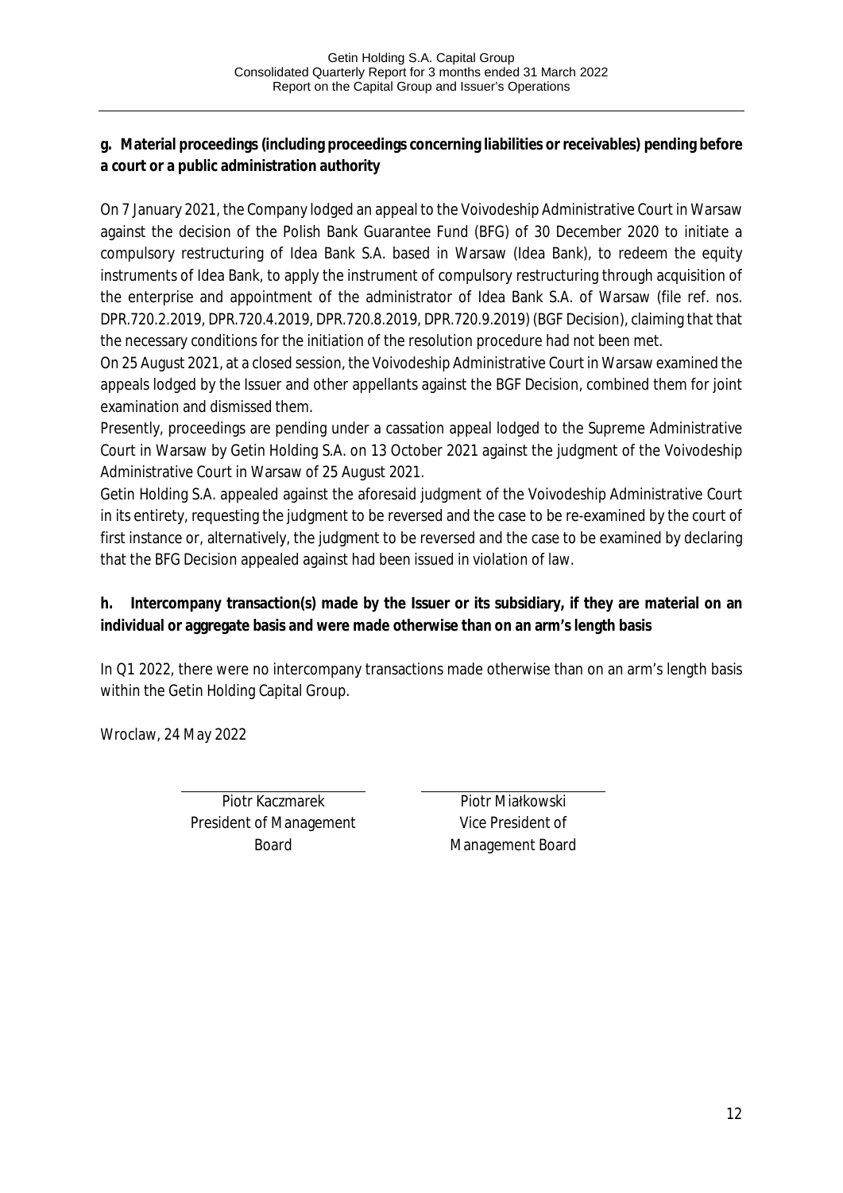**g. Material proceedings (including proceedings concerning liabilities or receivables) pending before a court or a public administration authority**

On 7 January 2021, the Company lodged an appeal to the Voivodeship Administrative Court in Warsaw against the decision of the Polish Bank Guarantee Fund (BFG) of 30 December 2020 to initiate a compulsory restructuring of Idea Bank S.A. based in Warsaw (Idea Bank), to redeem the equity instruments of Idea Bank, to apply the instrument of compulsory restructuring through acquisition of the enterprise and appointment of the administrator of Idea Bank S.A. of Warsaw (file ref. nos. DPR.720.2.2019, DPR.720.4.2019, DPR.720.8.2019, DPR.720.9.2019) (BGF Decision), claiming that that the necessary conditions for the initiation of the resolution procedure had not been met.

On 25 August 2021, at a closed session, the Voivodeship Administrative Court in Warsaw examined the appeals lodged by the Issuer and other appellants against the BGF Decision, combined them for joint examination and dismissed them.

Presently, proceedings are pending under a cassation appeal lodged to the Supreme Administrative Court in Warsaw by Getin Holding S.A. on 13 October 2021 against the judgment of the Voivodeship Administrative Court in Warsaw of 25 August 2021.

Getin Holding S.A. appealed against the aforesaid judgment of the Voivodeship Administrative Court in its entirety, requesting the judgment to be reversed and the case to be re-examined by the court of first instance or, alternatively, the judgment to be reversed and the case to be examined by declaring that the BFG Decision appealed against had been issued in violation of law.

**h. Intercompany transaction(s) made by the Issuer or its subsidiary, if they are material on an individual or aggregate basis and were made otherwise than on an arm's length basis**

In Q1 2022, there were no intercompany transactions made otherwise than on an arm's length basis within the Getin Holding Capital Group.

Wroclaw, 24 May 2022

| Piotr Kaczmarek | Piotr Miałkowski |
|---|---|
| President of Management Board | Vice President of Management Board |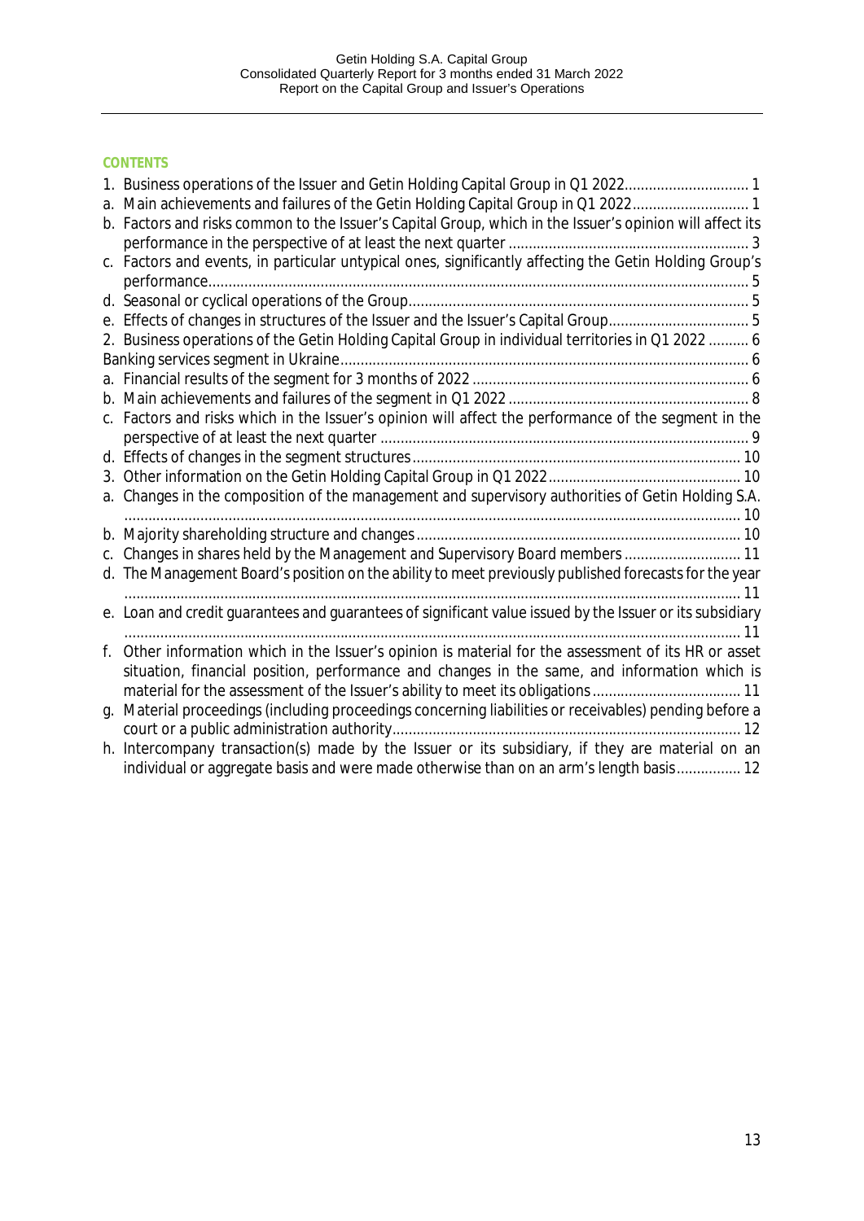**CONTENTS**

1. Business operations of the Issuer and Getin Holding Capital Group in Q1 2022 ... 1
a. Main achievements and failures of the Getin Holding Capital Group in Q1 2022 ... 1
b. Factors and risks common to the Issuer's Capital Group, which in the Issuer's opinion will affect its performance in the perspective of at least the next quarter ... 3
c. Factors and events, in particular untypical ones, significantly affecting the Getin Holding Group's performance ... 5
d. Seasonal or cyclical operations of the Group ... 5
e. Effects of changes in structures of the Issuer and the Issuer's Capital Group ... 5
2. Business operations of the Getin Holding Capital Group in individual territories in Q1 2022 ... 6
Banking services segment in Ukraine ... 6
a. Financial results of the segment for 3 months of 2022 ... 6
b. Main achievements and failures of the segment in Q1 2022 ... 8
c. Factors and risks which in the Issuer's opinion will affect the performance of the segment in the perspective of at least the next quarter ... 9
d. Effects of changes in the segment structures ... 10
3. Other information on the Getin Holding Capital Group in Q1 2022 ... 10
a. Changes in the composition of the management and supervisory authorities of Getin Holding S.A. ... 10
b. Majority shareholding structure and changes ... 10
c. Changes in shares held by the Management and Supervisory Board members ... 11
d. The Management Board's position on the ability to meet previously published forecasts for the year ... 11
e. Loan and credit guarantees and guarantees of significant value issued by the Issuer or its subsidiary ... 11
f. Other information which in the Issuer's opinion is material for the assessment of its HR or asset situation, financial position, performance and changes in the same, and information which is material for the assessment of the Issuer's ability to meet its obligations ... 11
g. Material proceedings (including proceedings concerning liabilities or receivables) pending before a court or a public administration authority ... 12
h. Intercompany transaction(s) made by the Issuer or its subsidiary, if they are material on an individual or aggregate basis and were made otherwise than on an arm's length basis ... 12